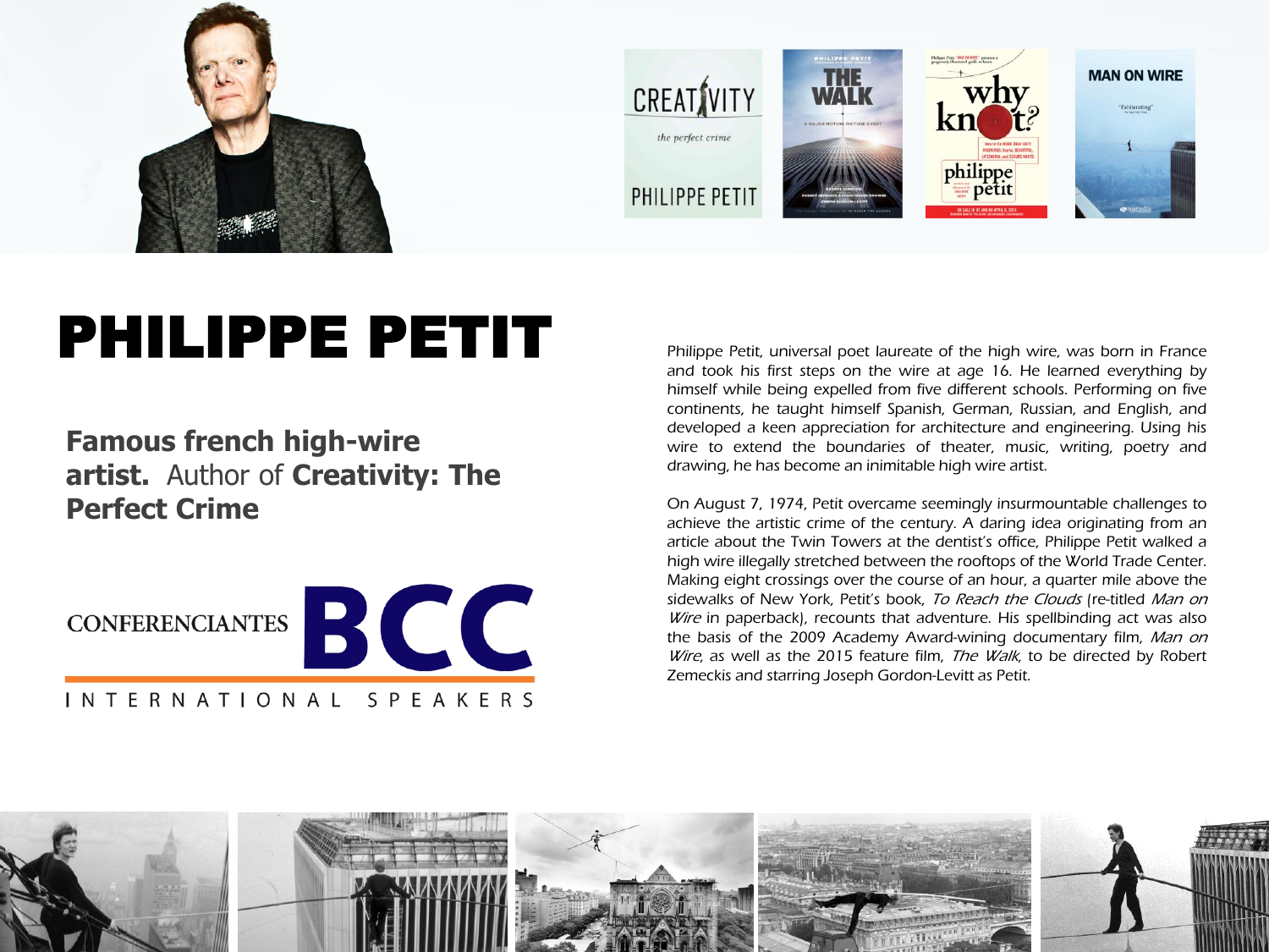# PHILIPPE PETIT

**Famous french high-wire artist.** Author of **Creativity: The Perfect Crime**

CONFERENCIANTES BCC

INTERNATIONAL SPEAKERS

Philippe Petit, universal poet laureate of the high wire, was born in France and took his first steps on the wire at age 16. He learned everything by himself while being expelled from five different schools. Performing on five continents, he taught himself Spanish, German, Russian, and English, and developed a keen appreciation for architecture and engineering. Using his wire to extend the boundaries of theater, music, writing, poetry and drawing, he has become an inimitable high wire artist.

On August 7, 1974, Petit overcame seemingly insurmountable challenges to achieve the artistic crime of the century. A daring idea originating from an article about the Twin Towers at the dentist's office, Philippe Petit walked a high wire illegally stretched between the rooftops of the World Trade Center. Making eight crossings over the course of an hour, a quarter mile above the sidewalks of New York, Petit's book, *To Reach the Clouds* (re-titled *Man on Wire* in paperback), recounts that adventure. His spellbinding act was also the basis of the 2009 Academy Award-wining documentary film, *Man on Wire*, as well as the 2015 feature film, *The Walk*, to be directed by Robert Zemeckis and starring Joseph Gordon-Levitt as Petit.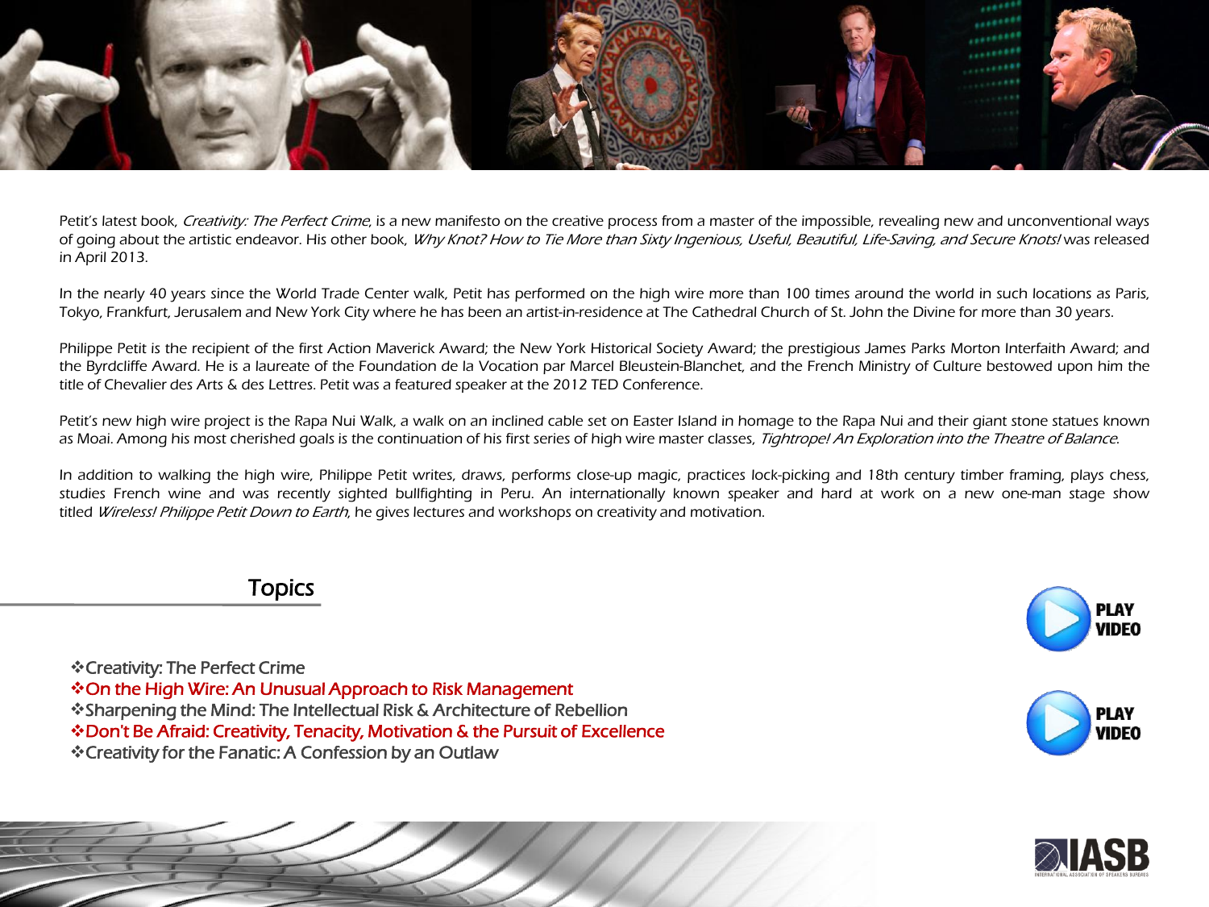Petit's latest book, *Creativity: The Perfect Crime*, is a new manifesto on the creative process from a master of the impossible, revealing new and unconventional ways of going about the artistic endeavor. His other book, *Why Knot? How to Tie More than Sixty Ingenious, Useful, Beautiful, Life-Saving, and Secure Knots!* was released in April 2013.

In the nearly 40 years since the World Trade Center walk, Petit has performed on the high wire more than 100 times around the world in such locations as Paris, Tokyo, Frankfurt, Jerusalem and New York City where he has been an artist-in-residence at The Cathedral Church of St. John the Divine for more than 30 years.

Philippe Petit is the recipient of the first Action Maverick Award; the New York Historical Society Award; the prestigious James Parks Morton Interfaith Award; and the Byrdcliffe Award. He is a laureate of the Foundation de la Vocation par Marcel Bleustein-Blanchet, and the French Ministry of Culture bestowed upon him the title of Chevalier des Arts & des Lettres. Petit was a featured speaker at the 2012 TED Conference.

Petit's new high wire project is the Rapa Nui Walk, a walk on an inclined cable set on Easter Island in homage to the Rapa Nui and their giant stone statues known as Moai. Among his most cherished goals is the continuation of his first series of high wire master classes, *Tightrope! An Exploration into the Theatre of Balance*.

In addition to walking the high wire, Philippe Petit writes, draws, performs close-up magic, practices lock-picking and 18th century timber framing, plays chess, studies French wine and was recently sighted bullfighting in Peru. An internationally known speaker and hard at work on a new one-man stage show titled *Wireless! Philippe Petit Down to Earth*, he gives lectures and workshops on creativity and motivation.

## Topics

- Creativity: The Perfect Crime
- On the High Wire: An Unusual Approach to Risk Management
- Sharpening the Mind: The Intellectual Risk & Architecture of Rebellion
- Don't Be Afraid: Creativity, Tenacity, Motivation & the Pursuit of Excellence
- Creativity for the Fanatic: A Confession by an Outlaw

PLAY VIDEO

PLAY VIDEO

IASB
INTERNATIONAL ASSOCIATION OF SPEAKERS BUREAUS